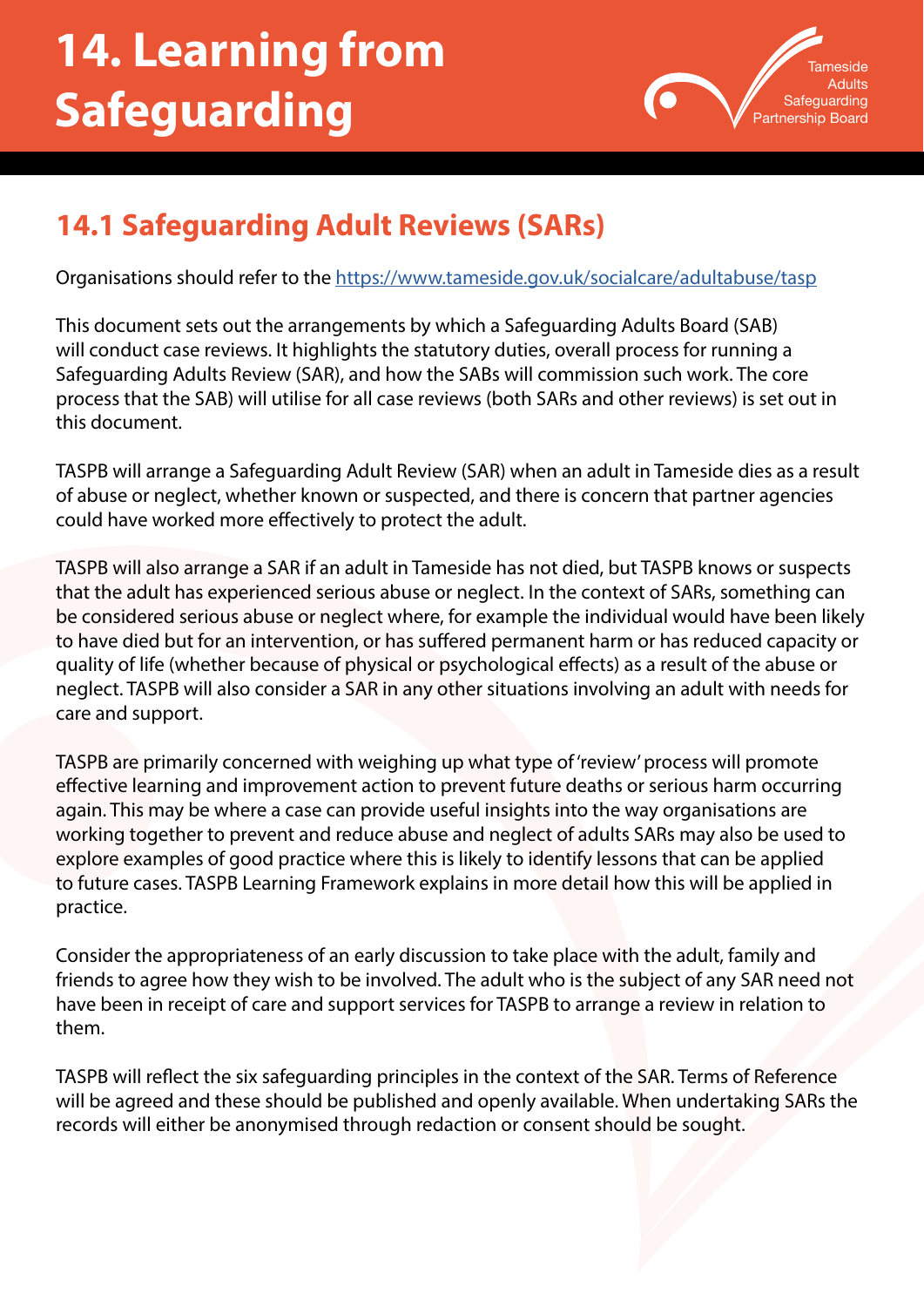# 14. Learning from Safeguarding

## 14.1 Safeguarding Adult Reviews (SARs)

Organisations should refer to the https://www.tameside.gov.uk/socialcare/adultabuse/tasp

This document sets out the arrangements by which a Safeguarding Adults Board (SAB) will conduct case reviews. It highlights the statutory duties, overall process for running a Safeguarding Adults Review (SAR), and how the SABs will commission such work. The core process that the SAB) will utilise for all case reviews (both SARs and other reviews) is set out in this document.

TASPB will arrange a Safeguarding Adult Review (SAR) when an adult in Tameside dies as a result of abuse or neglect, whether known or suspected, and there is concern that partner agencies could have worked more effectively to protect the adult.

TASPB will also arrange a SAR if an adult in Tameside has not died, but TASPB knows or suspects that the adult has experienced serious abuse or neglect. In the context of SARs, something can be considered serious abuse or neglect where, for example the individual would have been likely to have died but for an intervention, or has suffered permanent harm or has reduced capacity or quality of life (whether because of physical or psychological effects) as a result of the abuse or neglect. TASPB will also consider a SAR in any other situations involving an adult with needs for care and support.

TASPB are primarily concerned with weighing up what type of 'review' process will promote effective learning and improvement action to prevent future deaths or serious harm occurring again. This may be where a case can provide useful insights into the way organisations are working together to prevent and reduce abuse and neglect of adults SARs may also be used to explore examples of good practice where this is likely to identify lessons that can be applied to future cases. TASPB Learning Framework explains in more detail how this will be applied in practice.

Consider the appropriateness of an early discussion to take place with the adult, family and friends to agree how they wish to be involved. The adult who is the subject of any SAR need not have been in receipt of care and support services for TASPB to arrange a review in relation to them.

TASPB will reflect the six safeguarding principles in the context of the SAR. Terms of Reference will be agreed and these should be published and openly available. When undertaking SARs the records will either be anonymised through redaction or consent should be sought.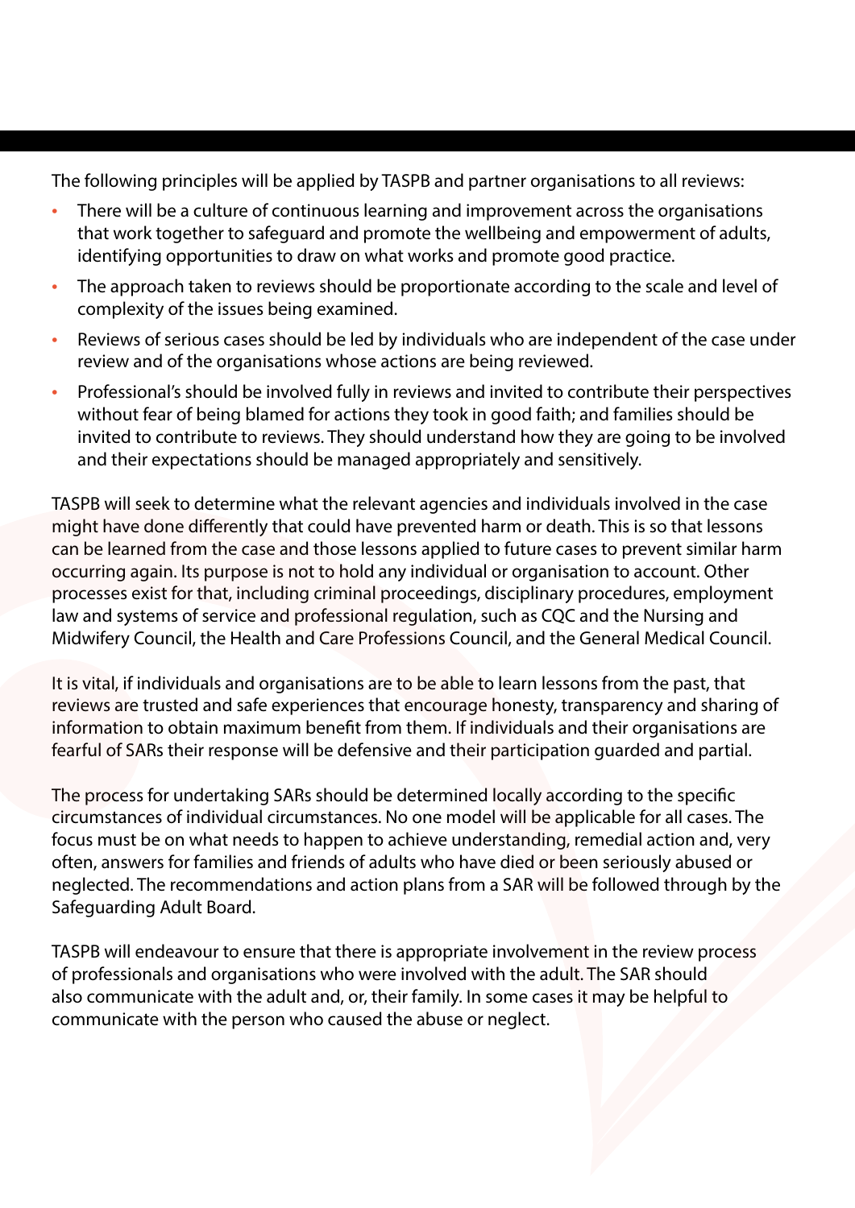The following principles will be applied by TASPB and partner organisations to all reviews:

- There will be a culture of continuous learning and improvement across the organisations that work together to safeguard and promote the wellbeing and empowerment of adults, identifying opportunities to draw on what works and promote good practice.
- The approach taken to reviews should be proportionate according to the scale and level of complexity of the issues being examined.
- Reviews of serious cases should be led by individuals who are independent of the case under review and of the organisations whose actions are being reviewed.
- Professional's should be involved fully in reviews and invited to contribute their perspectives without fear of being blamed for actions they took in good faith; and families should be invited to contribute to reviews. They should understand how they are going to be involved and their expectations should be managed appropriately and sensitively.

TASPB will seek to determine what the relevant agencies and individuals involved in the case might have done differently that could have prevented harm or death. This is so that lessons can be learned from the case and those lessons applied to future cases to prevent similar harm occurring again. Its purpose is not to hold any individual or organisation to account. Other processes exist for that, including criminal proceedings, disciplinary procedures, employment law and systems of service and professional regulation, such as CQC and the Nursing and Midwifery Council, the Health and Care Professions Council, and the General Medical Council.

It is vital, if individuals and organisations are to be able to learn lessons from the past, that reviews are trusted and safe experiences that encourage honesty, transparency and sharing of information to obtain maximum benefit from them. If individuals and their organisations are fearful of SARs their response will be defensive and their participation guarded and partial.

The process for undertaking SARs should be determined locally according to the specific circumstances of individual circumstances. No one model will be applicable for all cases. The focus must be on what needs to happen to achieve understanding, remedial action and, very often, answers for families and friends of adults who have died or been seriously abused or neglected. The recommendations and action plans from a SAR will be followed through by the Safeguarding Adult Board.

TASPB will endeavour to ensure that there is appropriate involvement in the review process of professionals and organisations who were involved with the adult. The SAR should also communicate with the adult and, or, their family. In some cases it may be helpful to communicate with the person who caused the abuse or neglect.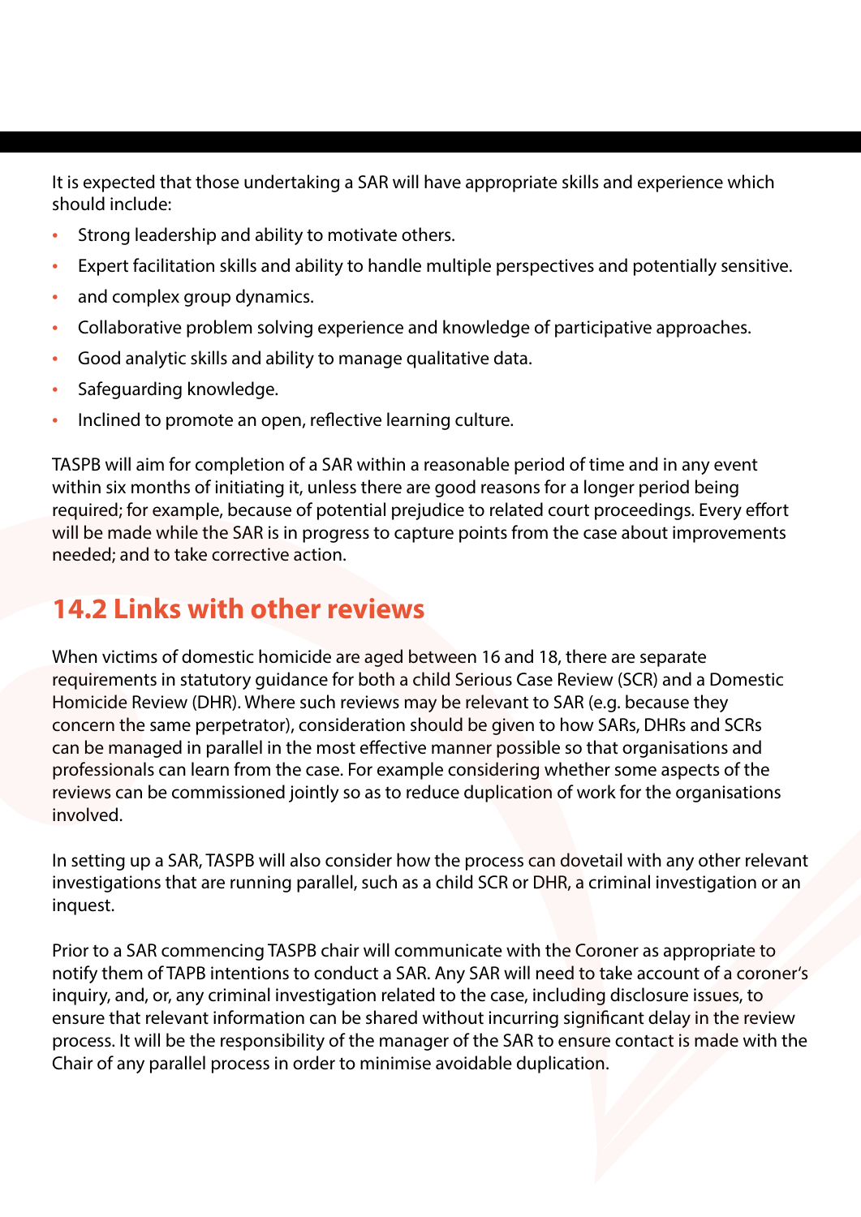It is expected that those undertaking a SAR will have appropriate skills and experience which should include:

- Strong leadership and ability to motivate others.
- Expert facilitation skills and ability to handle multiple perspectives and potentially sensitive.
- and complex group dynamics.
- Collaborative problem solving experience and knowledge of participative approaches.
- Good analytic skills and ability to manage qualitative data.
- Safeguarding knowledge.
- Inclined to promote an open, reflective learning culture.

TASPB will aim for completion of a SAR within a reasonable period of time and in any event within six months of initiating it, unless there are good reasons for a longer period being required; for example, because of potential prejudice to related court proceedings. Every effort will be made while the SAR is in progress to capture points from the case about improvements needed; and to take corrective action.

## 14.2 Links with other reviews

When victims of domestic homicide are aged between 16 and 18, there are separate requirements in statutory guidance for both a child Serious Case Review (SCR) and a Domestic Homicide Review (DHR). Where such reviews may be relevant to SAR (e.g. because they concern the same perpetrator), consideration should be given to how SARs, DHRs and SCRs can be managed in parallel in the most effective manner possible so that organisations and professionals can learn from the case. For example considering whether some aspects of the reviews can be commissioned jointly so as to reduce duplication of work for the organisations involved.

In setting up a SAR, TASPB will also consider how the process can dovetail with any other relevant investigations that are running parallel, such as a child SCR or DHR, a criminal investigation or an inquest.

Prior to a SAR commencing TASPB chair will communicate with the Coroner as appropriate to notify them of TAPB intentions to conduct a SAR. Any SAR will need to take account of a coroner's inquiry, and, or, any criminal investigation related to the case, including disclosure issues, to ensure that relevant information can be shared without incurring significant delay in the review process. It will be the responsibility of the manager of the SAR to ensure contact is made with the Chair of any parallel process in order to minimise avoidable duplication.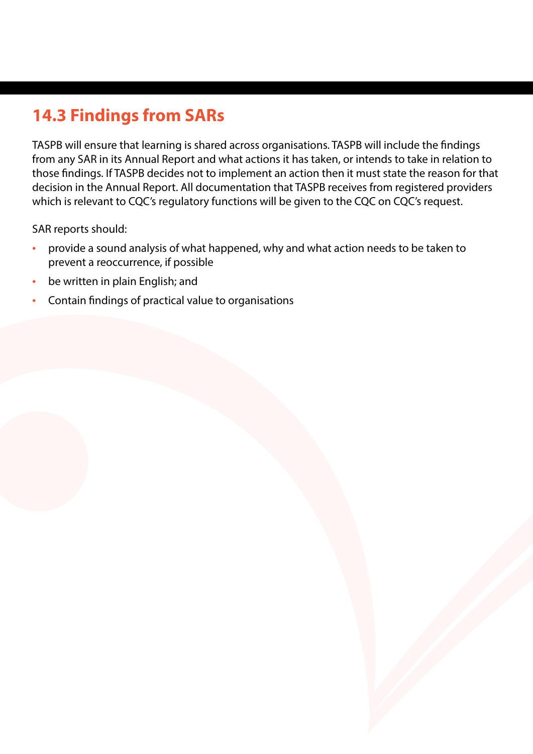## 14.3 Findings from SARs

TASPB will ensure that learning is shared across organisations. TASPB will include the findings from any SAR in its Annual Report and what actions it has taken, or intends to take in relation to those findings. If TASPB decides not to implement an action then it must state the reason for that decision in the Annual Report. All documentation that TASPB receives from registered providers which is relevant to CQC's regulatory functions will be given to the CQC on CQC's request.

SAR reports should:

- provide a sound analysis of what happened, why and what action needs to be taken to prevent a reoccurrence, if possible
- be written in plain English; and
- Contain findings of practical value to organisations